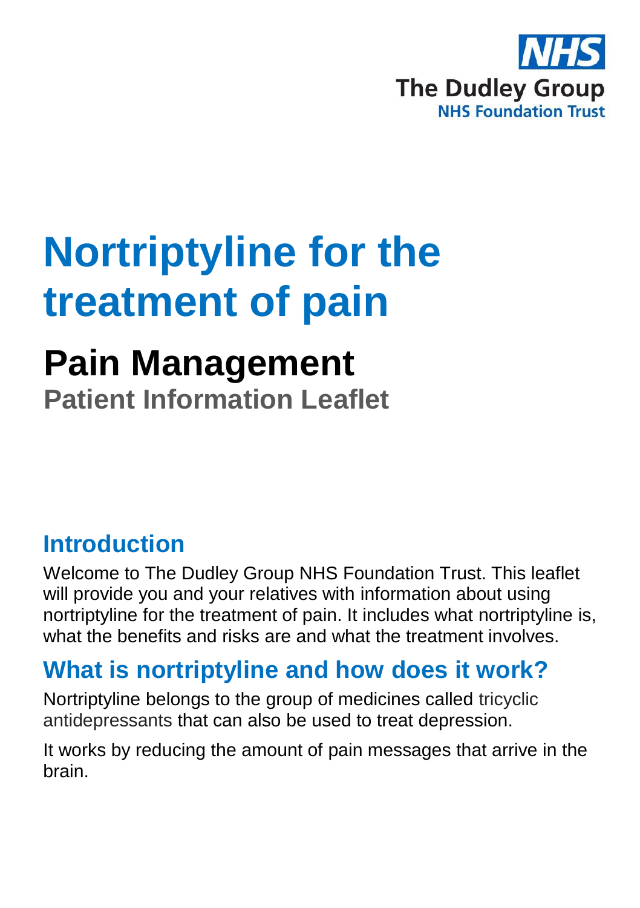NHS
The Dudley Group
NHS Foundation Trust

# Nortriptyline for the treatment of pain

## Pain Management

**Patient Information Leaflet**

## Introduction

Welcome to The Dudley Group NHS Foundation Trust. This leaflet will provide you and your relatives with information about using nortriptyline for the treatment of pain. It includes what nortriptyline is, what the benefits and risks are and what the treatment involves.

## What is nortriptyline and how does it work?

Nortriptyline belongs to the group of medicines called tricyclic antidepressants that can also be used to treat depression.

It works by reducing the amount of pain messages that arrive in the brain.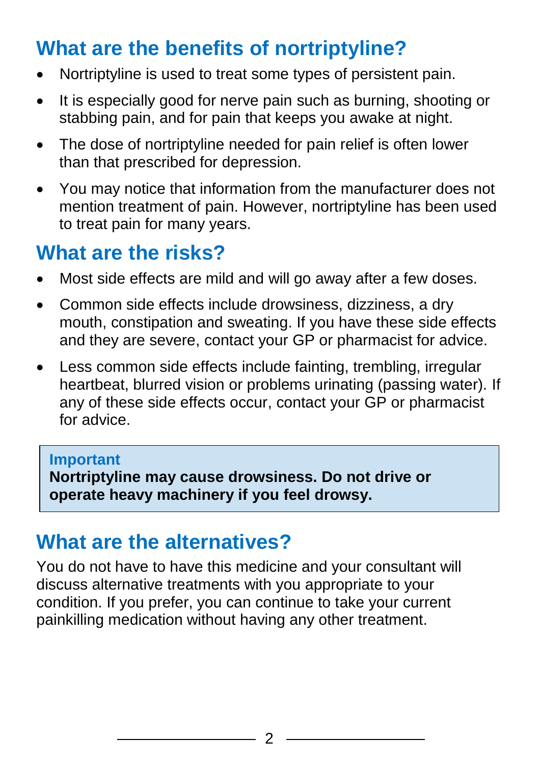## What are the benefits of nortriptyline?

- Nortriptyline is used to treat some types of persistent pain.
- It is especially good for nerve pain such as burning, shooting or stabbing pain, and for pain that keeps you awake at night.
- The dose of nortriptyline needed for pain relief is often lower than that prescribed for depression.
- You may notice that information from the manufacturer does not mention treatment of pain. However, nortriptyline has been used to treat pain for many years.

## What are the risks?

- Most side effects are mild and will go away after a few doses.
- Common side effects include drowsiness, dizziness, a dry mouth, constipation and sweating. If you have these side effects and they are severe, contact your GP or pharmacist for advice.
- Less common side effects include fainting, trembling, irregular heartbeat, blurred vision or problems urinating (passing water). If any of these side effects occur, contact your GP or pharmacist for advice.

> **Important**
> **Nortriptyline may cause drowsiness. Do not drive or operate heavy machinery if you feel drowsy.**

## What are the alternatives?

You do not have to have this medicine and your consultant will discuss alternative treatments with you appropriate to your condition. If you prefer, you can continue to take your current painkilling medication without having any other treatment.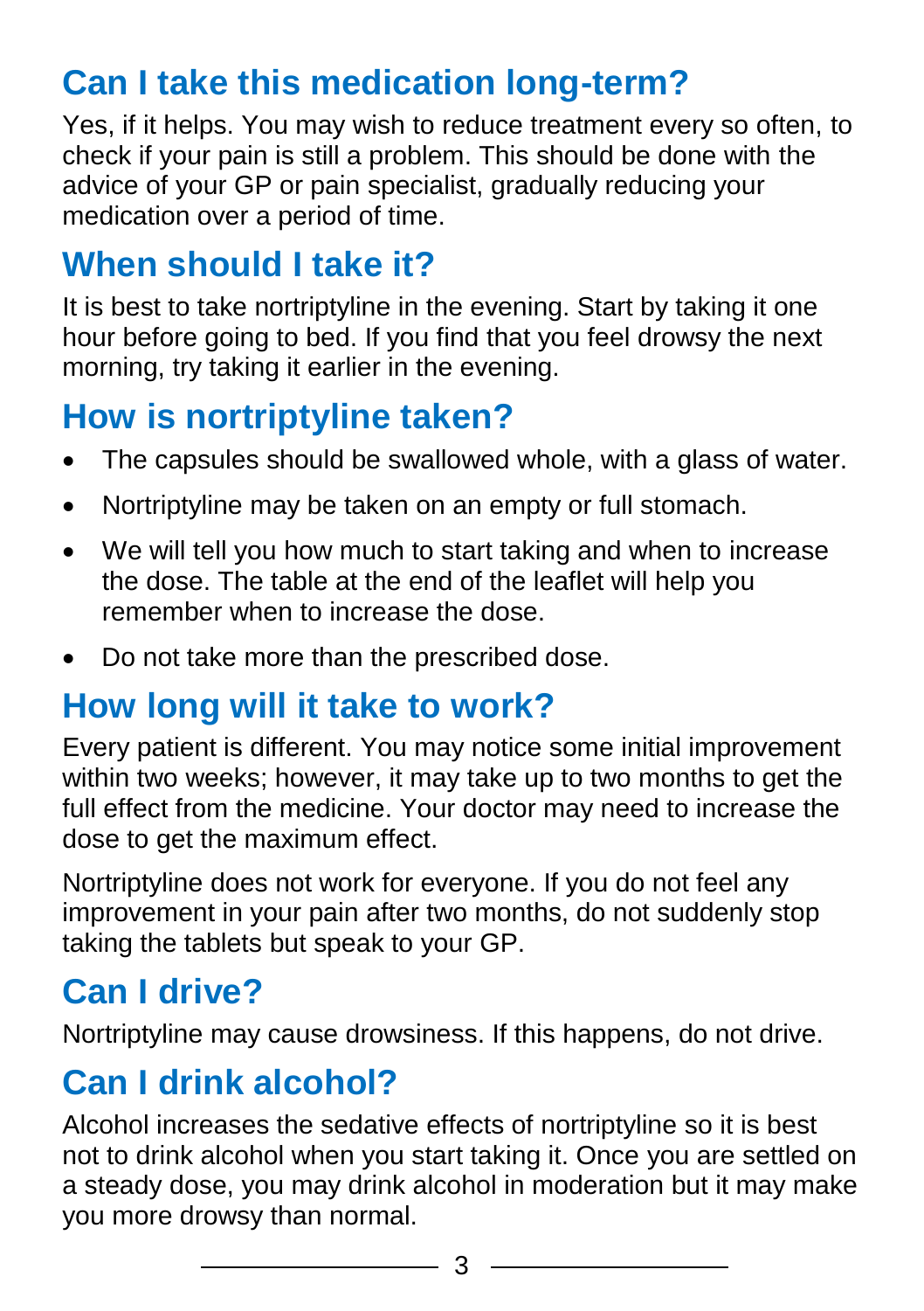## Can I take this medication long-term?

Yes, if it helps. You may wish to reduce treatment every so often, to check if your pain is still a problem. This should be done with the advice of your GP or pain specialist, gradually reducing your medication over a period of time.

## When should I take it?

It is best to take nortriptyline in the evening. Start by taking it one hour before going to bed. If you find that you feel drowsy the next morning, try taking it earlier in the evening.

## How is nortriptyline taken?

- The capsules should be swallowed whole, with a glass of water.
- Nortriptyline may be taken on an empty or full stomach.
- We will tell you how much to start taking and when to increase the dose. The table at the end of the leaflet will help you remember when to increase the dose.
- Do not take more than the prescribed dose.

## How long will it take to work?

Every patient is different. You may notice some initial improvement within two weeks; however, it may take up to two months to get the full effect from the medicine. Your doctor may need to increase the dose to get the maximum effect.

Nortriptyline does not work for everyone. If you do not feel any improvement in your pain after two months, do not suddenly stop taking the tablets but speak to your GP.

## Can I drive?

Nortriptyline may cause drowsiness. If this happens, do not drive.

## Can I drink alcohol?

Alcohol increases the sedative effects of nortriptyline so it is best not to drink alcohol when you start taking it. Once you are settled on a steady dose, you may drink alcohol in moderation but it may make you more drowsy than normal.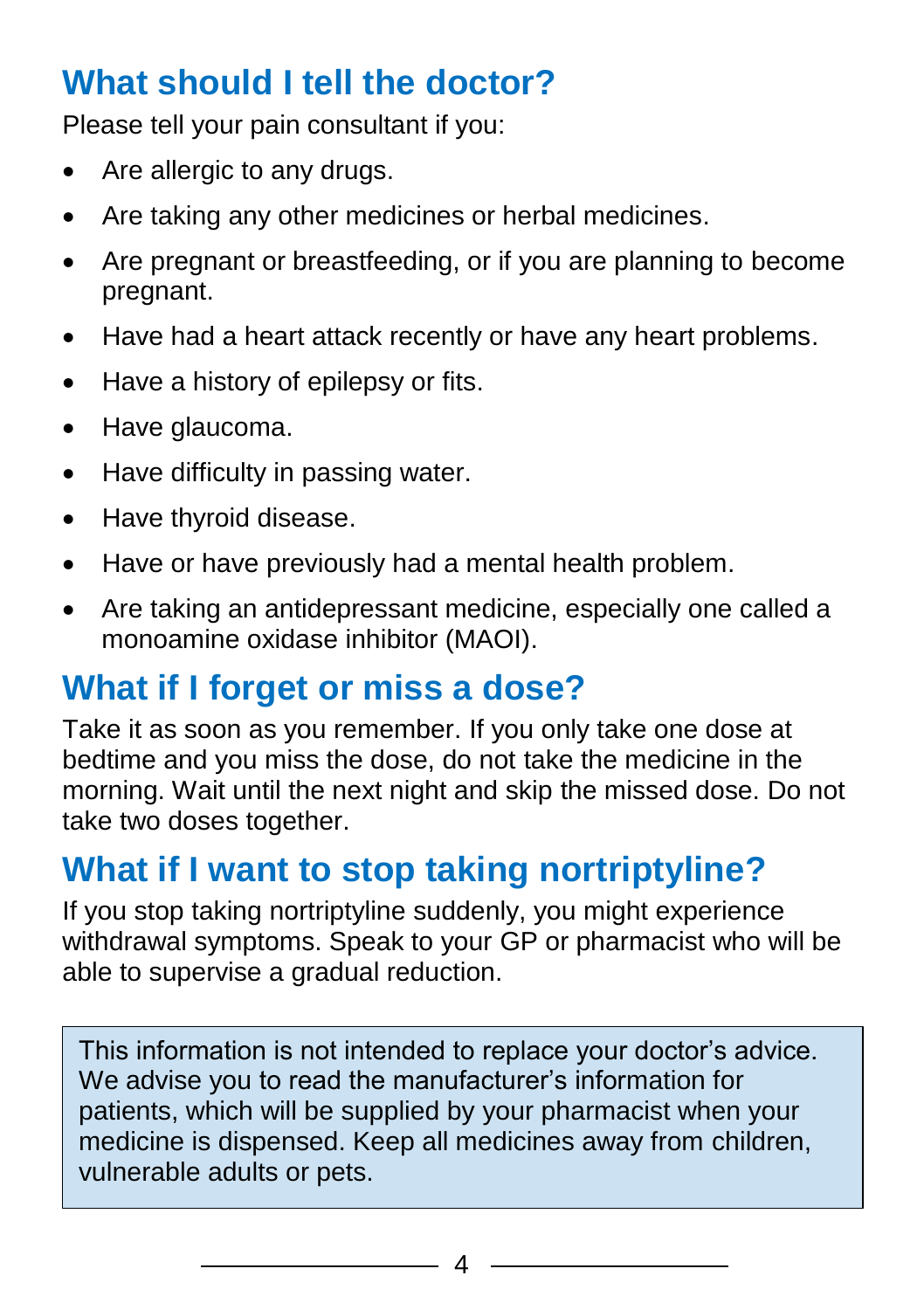## What should I tell the doctor?

Please tell your pain consultant if you:

- Are allergic to any drugs.
- Are taking any other medicines or herbal medicines.
- Are pregnant or breastfeeding, or if you are planning to become pregnant.
- Have had a heart attack recently or have any heart problems.
- Have a history of epilepsy or fits.
- Have glaucoma.
- Have difficulty in passing water.
- Have thyroid disease.
- Have or have previously had a mental health problem.
- Are taking an antidepressant medicine, especially one called a monoamine oxidase inhibitor (MAOI).

## What if I forget or miss a dose?

Take it as soon as you remember. If you only take one dose at bedtime and you miss the dose, do not take the medicine in the morning. Wait until the next night and skip the missed dose. Do not take two doses together.

## What if I want to stop taking nortriptyline?

If you stop taking nortriptyline suddenly, you might experience withdrawal symptoms. Speak to your GP or pharmacist who will be able to supervise a gradual reduction.

> This information is not intended to replace your doctor's advice. We advise you to read the manufacturer's information for patients, which will be supplied by your pharmacist when your medicine is dispensed. Keep all medicines away from children, vulnerable adults or pets.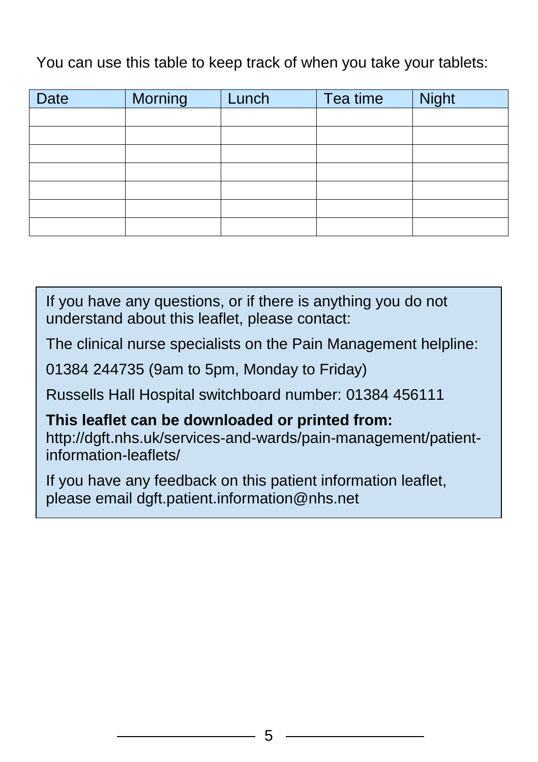You can use this table to keep track of when you take your tablets:

| Date | Morning | Lunch | Tea time | Night |
| --- | --- | --- | --- | --- |
| | | | | |
| | | | | |
| | | | | |
| | | | | |
| | | | | |
| | | | | |
| | | | | |

If you have any questions, or if there is anything you do not understand about this leaflet, please contact:

The clinical nurse specialists on the Pain Management helpline:

01384 244735 (9am to 5pm, Monday to Friday)

Russells Hall Hospital switchboard number: 01384 456111

**This leaflet can be downloaded or printed from:**
http://dgft.nhs.uk/services-and-wards/pain-management/patient-information-leaflets/

If you have any feedback on this patient information leaflet, please email dgft.patient.information@nhs.net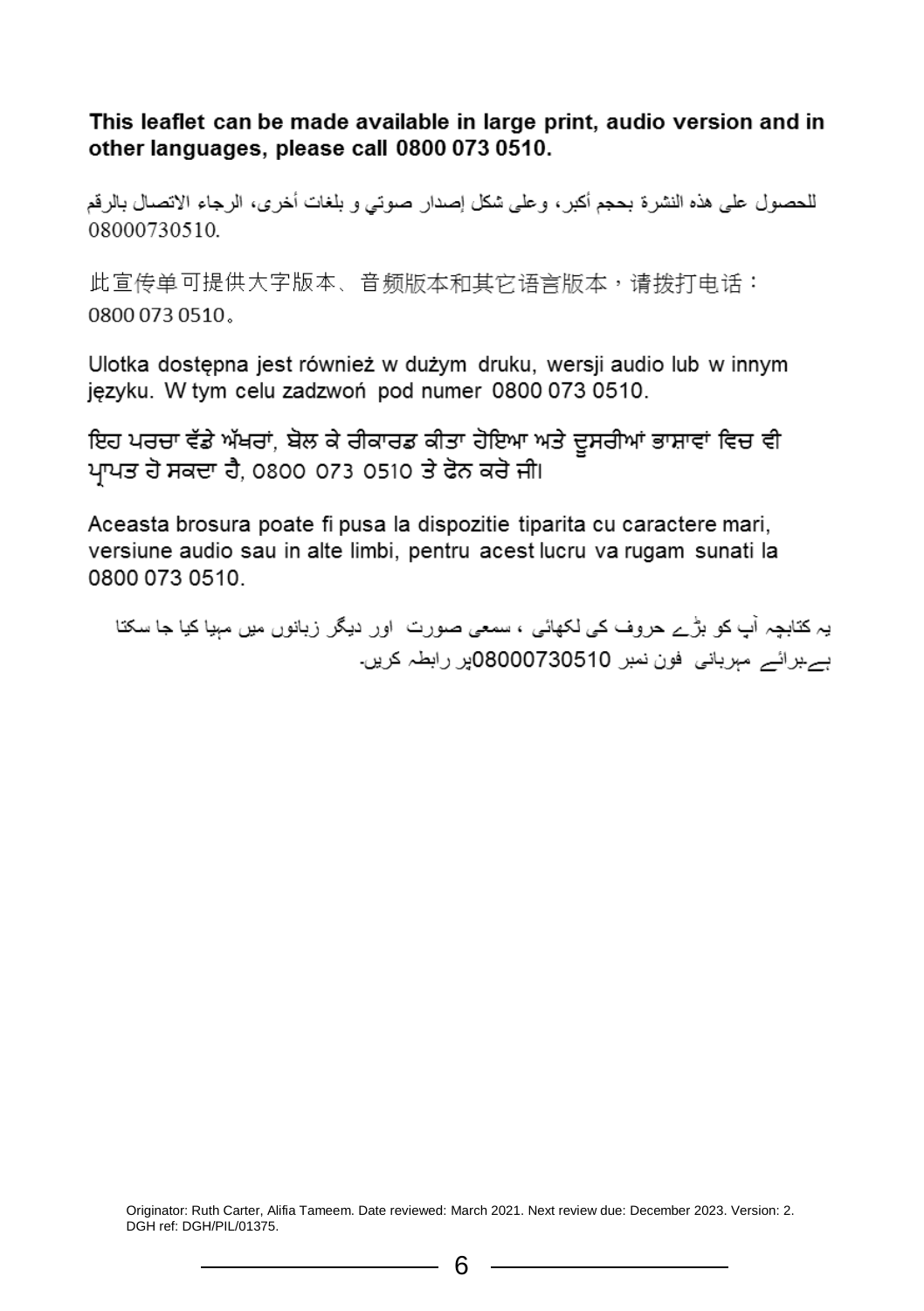**This leaflet can be made available in large print, audio version and in other languages, please call 0800 073 0510.**

للحصول على هذه النشرة بحجم أكبر، وعلى شكل إصدار صوتي و بلغات أخرى، الرجاء الاتصال بالرقم 08000730510.

此宣传单可提供大字版本、音频版本和其它语言版本，请拨打电话：0800 073 0510。

Ulotka dostępna jest również w dużym druku, wersji audio lub w innym języku. W tym celu zadzwoń pod numer 0800 073 0510.

ਇਹ ਪਰਚਾ ਵੱਡੇ ਅੱਖਰਾਂ, ਬੋਲ ਕੇ ਰੀਕਾਰਡ ਕੀਤਾ ਹੋਇਆ ਅਤੇ ਦੂਸਰੀਆਂ ਭਾਸ਼ਾਵਾਂ ਵਿਚ ਵੀ ਪ੍ਰਾਪਤ ਹੋ ਸਕਦਾ ਹੈ, 0800 073 0510 ਤੇ ਫੋਨ ਕਰੋ ਜੀ।

Aceasta brosura poate fi pusa la dispozitie tiparita cu caractere mari, versiune audio sau in alte limbi, pentru acest lucru va rugam sunati la 0800 073 0510.

یہ کتابچہ آپ کو بڑے حروف کی لکھائی ، سمعی صورت اور دیگر زبانوں میں مہیا کیا جا سکتا ہے۔برائے مہربانی فون نمبر 08000730510پر رابطہ کریں۔

Originator: Ruth Carter, Alifia Tameem. Date reviewed: March 2021. Next review due: December 2023. Version: 2. DGH ref: DGH/PIL/01375.